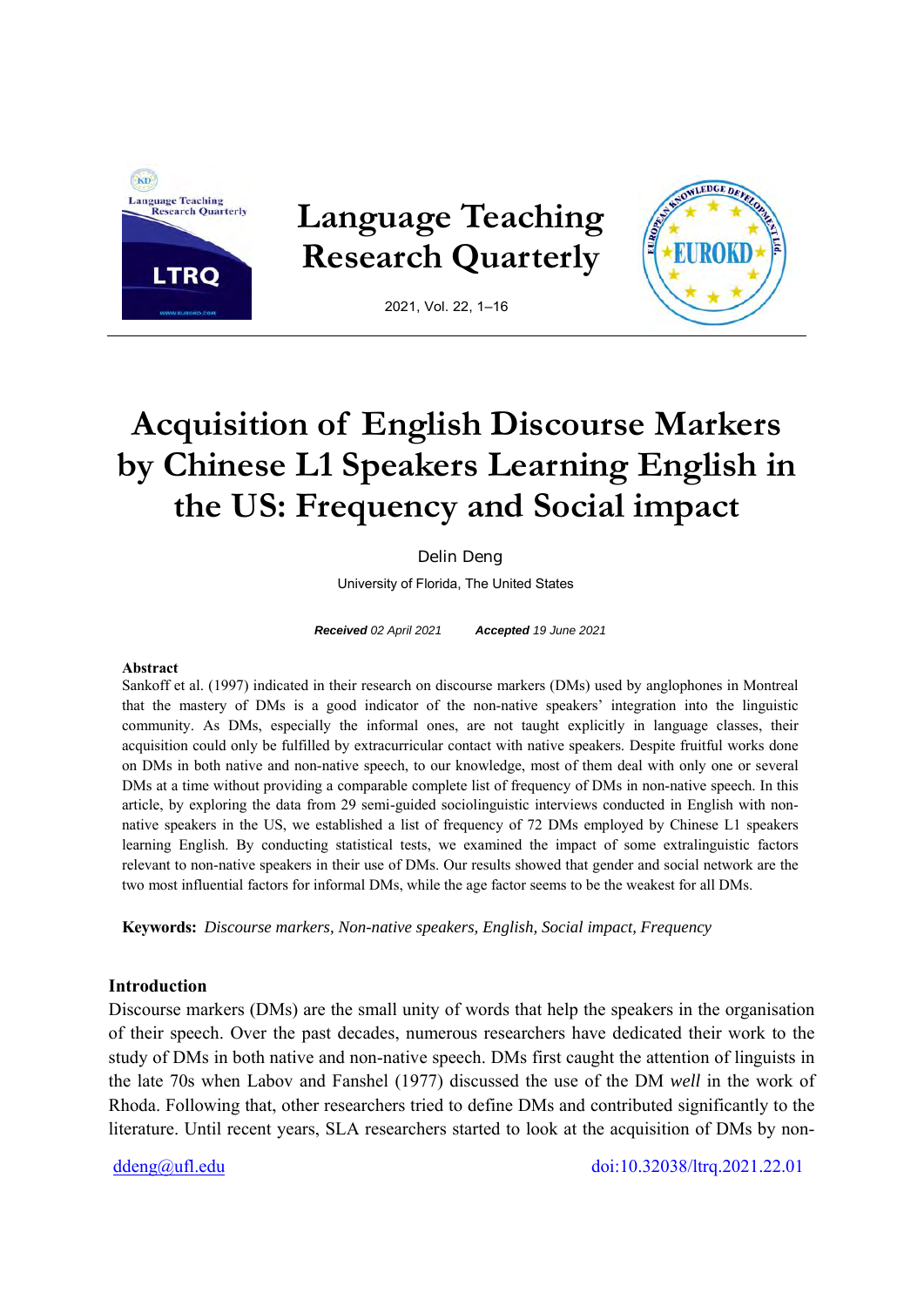# Acquisition of English Discourse Markers by Chinese L1 Speakers Learning English in the US: Frequency and Social impact

Delin Deng

University of Florida, The United States

***Received*** *02 April 2021* ***Accepted*** *19 June 2021*

**Abstract**

Sankoff et al. (1997) indicated in their research on discourse markers (DMs) used by anglophones in Montreal that the mastery of DMs is a good indicator of the non-native speakers' integration into the linguistic community. As DMs, especially the informal ones, are not taught explicitly in language classes, their acquisition could only be fulfilled by extracurricular contact with native speakers. Despite fruitful works done on DMs in both native and non-native speech, to our knowledge, most of them deal with only one or several DMs at a time without providing a comparable complete list of frequency of DMs in non-native speech. In this article, by exploring the data from 29 semi-guided sociolinguistic interviews conducted in English with non-native speakers in the US, we established a list of frequency of 72 DMs employed by Chinese L1 speakers learning English. By conducting statistical tests, we examined the impact of some extralinguistic factors relevant to non-native speakers in their use of DMs. Our results showed that gender and social network are the two most influential factors for informal DMs, while the age factor seems to be the weakest for all DMs.

**Keywords:** *Discourse markers, Non-native speakers, English, Social impact, Frequency*

## Introduction

Discourse markers (DMs) are the small unity of words that help the speakers in the organisation of their speech. Over the past decades, numerous researchers have dedicated their work to the study of DMs in both native and non-native speech. DMs first caught the attention of linguists in the late 70s when Labov and Fanshel (1977) discussed the use of the DM *well* in the work of Rhoda. Following that, other researchers tried to define DMs and contributed significantly to the literature. Until recent years, SLA researchers started to look at the acquisition of DMs by non-

ddeng@ufl.edu

doi:10.32038/ltrq.2021.22.01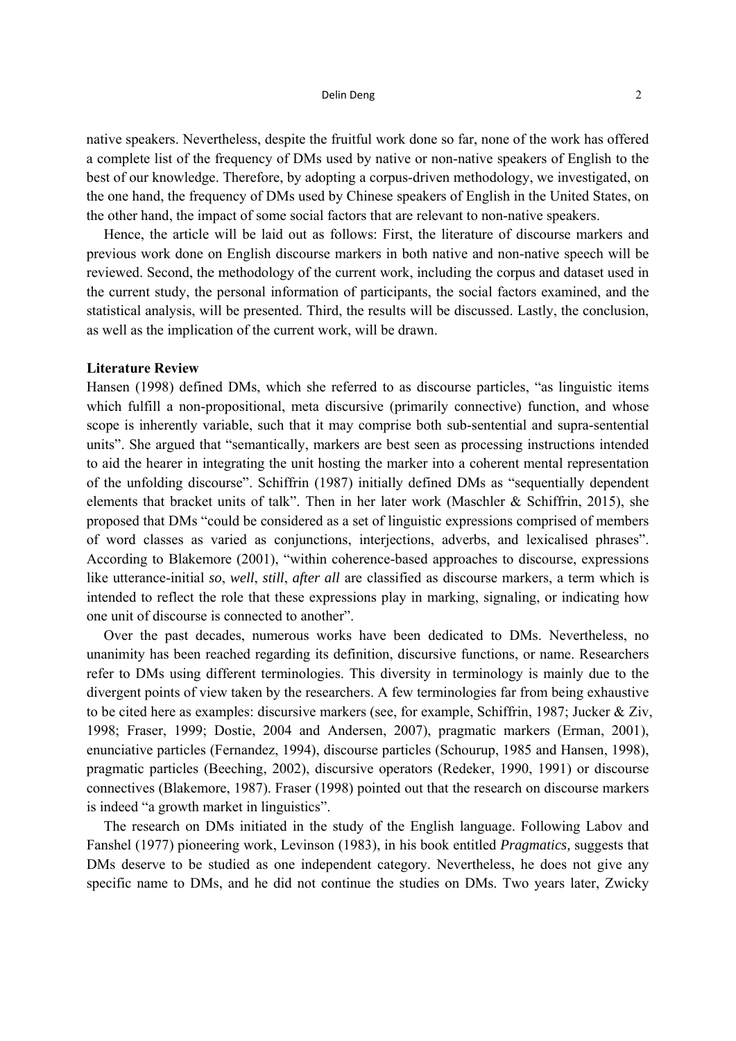native speakers. Nevertheless, despite the fruitful work done so far, none of the work has offered a complete list of the frequency of DMs used by native or non-native speakers of English to the best of our knowledge. Therefore, by adopting a corpus-driven methodology, we investigated, on the one hand, the frequency of DMs used by Chinese speakers of English in the United States, on the other hand, the impact of some social factors that are relevant to non-native speakers.

Hence, the article will be laid out as follows: First, the literature of discourse markers and previous work done on English discourse markers in both native and non-native speech will be reviewed. Second, the methodology of the current work, including the corpus and dataset used in the current study, the personal information of participants, the social factors examined, and the statistical analysis, will be presented. Third, the results will be discussed. Lastly, the conclusion, as well as the implication of the current work, will be drawn.

**Literature Review**

Hansen (1998) defined DMs, which she referred to as discourse particles, "as linguistic items which fulfill a non-propositional, meta discursive (primarily connective) function, and whose scope is inherently variable, such that it may comprise both sub-sentential and supra-sentential units". She argued that "semantically, markers are best seen as processing instructions intended to aid the hearer in integrating the unit hosting the marker into a coherent mental representation of the unfolding discourse". Schiffrin (1987) initially defined DMs as "sequentially dependent elements that bracket units of talk". Then in her later work (Maschler & Schiffrin, 2015), she proposed that DMs "could be considered as a set of linguistic expressions comprised of members of word classes as varied as conjunctions, interjections, adverbs, and lexicalised phrases". According to Blakemore (2001), "within coherence-based approaches to discourse, expressions like utterance-initial *so*, *well*, *still*, *after all* are classified as discourse markers, a term which is intended to reflect the role that these expressions play in marking, signaling, or indicating how one unit of discourse is connected to another".

Over the past decades, numerous works have been dedicated to DMs. Nevertheless, no unanimity has been reached regarding its definition, discursive functions, or name. Researchers refer to DMs using different terminologies. This diversity in terminology is mainly due to the divergent points of view taken by the researchers. A few terminologies far from being exhaustive to be cited here as examples: discursive markers (see, for example, Schiffrin, 1987; Jucker & Ziv, 1998; Fraser, 1999; Dostie, 2004 and Andersen, 2007), pragmatic markers (Erman, 2001), enunciative particles (Fernandez, 1994), discourse particles (Schourup, 1985 and Hansen, 1998), pragmatic particles (Beeching, 2002), discursive operators (Redeker, 1990, 1991) or discourse connectives (Blakemore, 1987). Fraser (1998) pointed out that the research on discourse markers is indeed "a growth market in linguistics".

The research on DMs initiated in the study of the English language. Following Labov and Fanshel (1977) pioneering work, Levinson (1983), in his book entitled *Pragmatics,* suggests that DMs deserve to be studied as one independent category. Nevertheless, he does not give any specific name to DMs, and he did not continue the studies on DMs. Two years later, Zwicky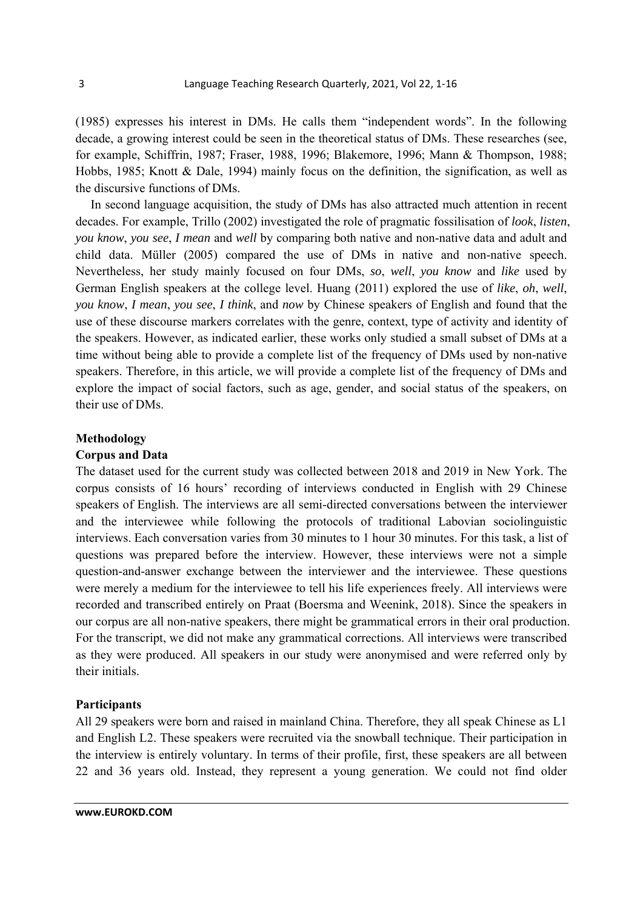(1985) expresses his interest in DMs. He calls them "independent words". In the following decade, a growing interest could be seen in the theoretical status of DMs. These researches (see, for example, Schiffrin, 1987; Fraser, 1988, 1996; Blakemore, 1996; Mann & Thompson, 1988; Hobbs, 1985; Knott & Dale, 1994) mainly focus on the definition, the signification, as well as the discursive functions of DMs.

In second language acquisition, the study of DMs has also attracted much attention in recent decades. For example, Trillo (2002) investigated the role of pragmatic fossilisation of *look*, *listen*, *you know*, *you see*, *I mean* and *well* by comparing both native and non-native data and adult and child data. Müller (2005) compared the use of DMs in native and non-native speech. Nevertheless, her study mainly focused on four DMs, *so*, *well*, *you know* and *like* used by German English speakers at the college level. Huang (2011) explored the use of *like*, *oh*, *well*, *you know*, *I mean*, *you see*, *I think*, and *now* by Chinese speakers of English and found that the use of these discourse markers correlates with the genre, context, type of activity and identity of the speakers. However, as indicated earlier, these works only studied a small subset of DMs at a time without being able to provide a complete list of the frequency of DMs used by non-native speakers. Therefore, in this article, we will provide a complete list of the frequency of DMs and explore the impact of social factors, such as age, gender, and social status of the speakers, on their use of DMs.

## Methodology

### Corpus and Data

The dataset used for the current study was collected between 2018 and 2019 in New York. The corpus consists of 16 hours' recording of interviews conducted in English with 29 Chinese speakers of English. The interviews are all semi-directed conversations between the interviewer and the interviewee while following the protocols of traditional Labovian sociolinguistic interviews. Each conversation varies from 30 minutes to 1 hour 30 minutes. For this task, a list of questions was prepared before the interview. However, these interviews were not a simple question-and-answer exchange between the interviewer and the interviewee. These questions were merely a medium for the interviewee to tell his life experiences freely. All interviews were recorded and transcribed entirely on Praat (Boersma and Weenink, 2018). Since the speakers in our corpus are all non-native speakers, there might be grammatical errors in their oral production. For the transcript, we did not make any grammatical corrections. All interviews were transcribed as they were produced. All speakers in our study were anonymised and were referred only by their initials.

### Participants

All 29 speakers were born and raised in mainland China. Therefore, they all speak Chinese as L1 and English L2. These speakers were recruited via the snowball technique. Their participation in the interview is entirely voluntary. In terms of their profile, first, these speakers are all between 22 and 36 years old. Instead, they represent a young generation. We could not find older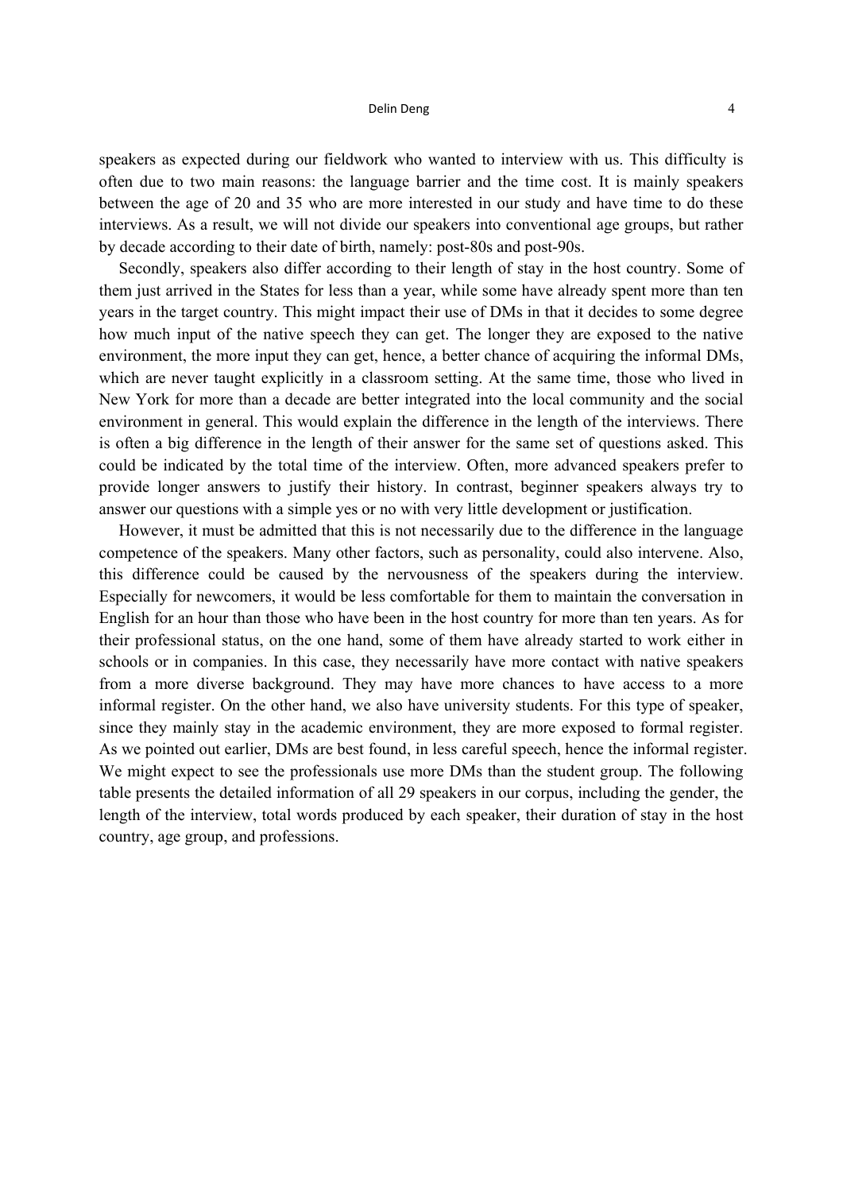speakers as expected during our fieldwork who wanted to interview with us. This difficulty is often due to two main reasons: the language barrier and the time cost. It is mainly speakers between the age of 20 and 35 who are more interested in our study and have time to do these interviews. As a result, we will not divide our speakers into conventional age groups, but rather by decade according to their date of birth, namely: post-80s and post-90s.

Secondly, speakers also differ according to their length of stay in the host country. Some of them just arrived in the States for less than a year, while some have already spent more than ten years in the target country. This might impact their use of DMs in that it decides to some degree how much input of the native speech they can get. The longer they are exposed to the native environment, the more input they can get, hence, a better chance of acquiring the informal DMs, which are never taught explicitly in a classroom setting. At the same time, those who lived in New York for more than a decade are better integrated into the local community and the social environment in general. This would explain the difference in the length of the interviews. There is often a big difference in the length of their answer for the same set of questions asked. This could be indicated by the total time of the interview. Often, more advanced speakers prefer to provide longer answers to justify their history. In contrast, beginner speakers always try to answer our questions with a simple yes or no with very little development or justification.

However, it must be admitted that this is not necessarily due to the difference in the language competence of the speakers. Many other factors, such as personality, could also intervene. Also, this difference could be caused by the nervousness of the speakers during the interview. Especially for newcomers, it would be less comfortable for them to maintain the conversation in English for an hour than those who have been in the host country for more than ten years. As for their professional status, on the one hand, some of them have already started to work either in schools or in companies. In this case, they necessarily have more contact with native speakers from a more diverse background. They may have more chances to have access to a more informal register. On the other hand, we also have university students. For this type of speaker, since they mainly stay in the academic environment, they are more exposed to formal register. As we pointed out earlier, DMs are best found, in less careful speech, hence the informal register. We might expect to see the professionals use more DMs than the student group. The following table presents the detailed information of all 29 speakers in our corpus, including the gender, the length of the interview, total words produced by each speaker, their duration of stay in the host country, age group, and professions.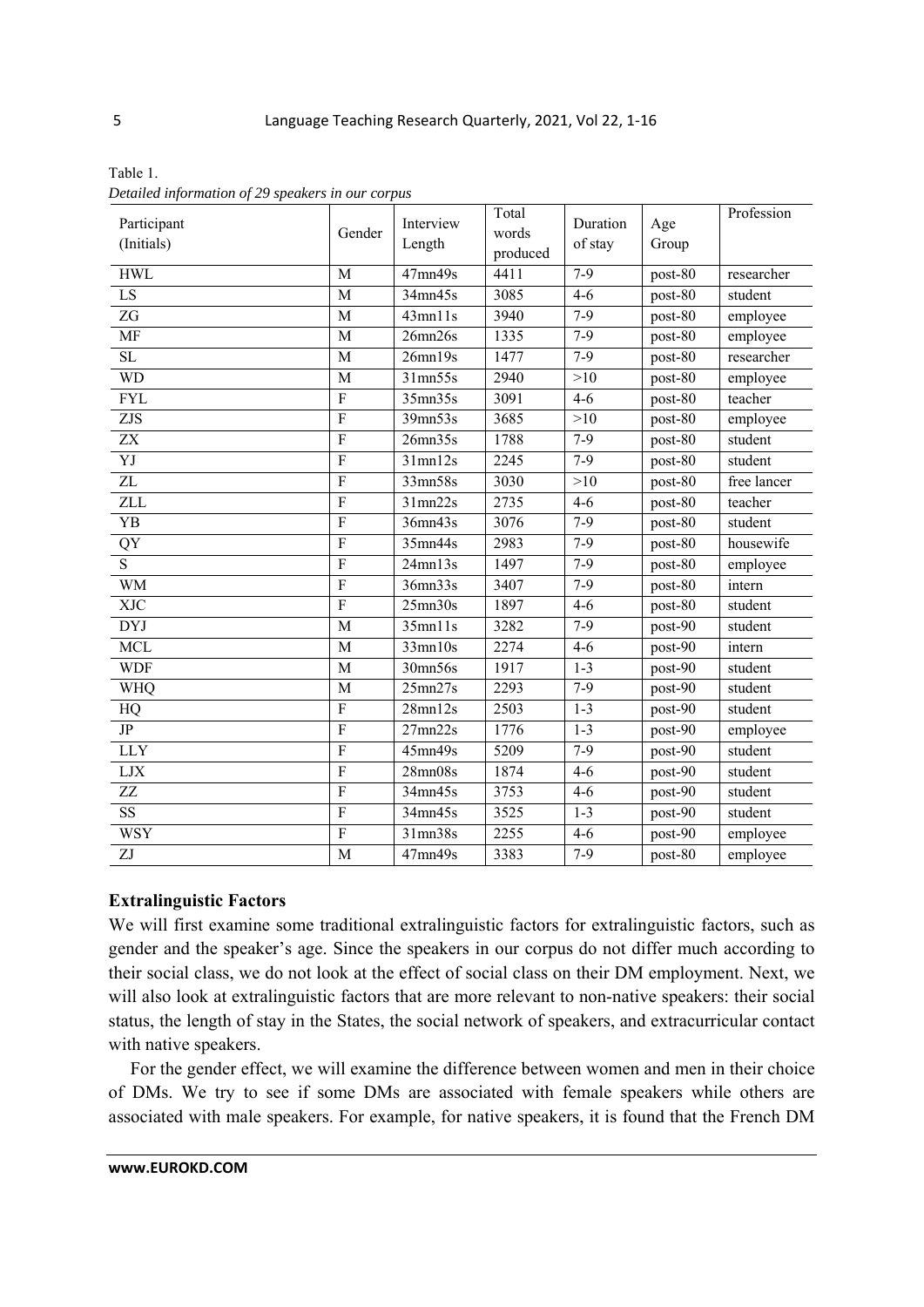Table 1.
*Detailed information of 29 speakers in our corpus*

| Participant (Initials) | Gender | Interview Length | Total words produced | Duration of stay | Age Group | Profession |
|---|---|---|---|---|---|---|
| HWL | M | 47mn49s | 4411 | 7-9 | post-80 | researcher |
| LS | M | 34mn45s | 3085 | 4-6 | post-80 | student |
| ZG | M | 43mn11s | 3940 | 7-9 | post-80 | employee |
| MF | M | 26mn26s | 1335 | 7-9 | post-80 | employee |
| SL | M | 26mn19s | 1477 | 7-9 | post-80 | researcher |
| WD | M | 31mn55s | 2940 | >10 | post-80 | employee |
| FYL | F | 35mn35s | 3091 | 4-6 | post-80 | teacher |
| ZJS | F | 39mn53s | 3685 | >10 | post-80 | employee |
| ZX | F | 26mn35s | 1788 | 7-9 | post-80 | student |
| YJ | F | 31mn12s | 2245 | 7-9 | post-80 | student |
| ZL | F | 33mn58s | 3030 | >10 | post-80 | free lancer |
| ZLL | F | 31mn22s | 2735 | 4-6 | post-80 | teacher |
| YB | F | 36mn43s | 3076 | 7-9 | post-80 | student |
| QY | F | 35mn44s | 2983 | 7-9 | post-80 | housewife |
| S | F | 24mn13s | 1497 | 7-9 | post-80 | employee |
| WM | F | 36mn33s | 3407 | 7-9 | post-80 | intern |
| XJC | F | 25mn30s | 1897 | 4-6 | post-80 | student |
| DYJ | M | 35mn11s | 3282 | 7-9 | post-90 | student |
| MCL | M | 33mn10s | 2274 | 4-6 | post-90 | intern |
| WDF | M | 30mn56s | 1917 | 1-3 | post-90 | student |
| WHQ | M | 25mn27s | 2293 | 7-9 | post-90 | student |
| HQ | F | 28mn12s | 2503 | 1-3 | post-90 | student |
| JP | F | 27mn22s | 1776 | 1-3 | post-90 | employee |
| LLY | F | 45mn49s | 5209 | 7-9 | post-90 | student |
| LJX | F | 28mn08s | 1874 | 4-6 | post-90 | student |
| ZZ | F | 34mn45s | 3753 | 4-6 | post-90 | student |
| SS | F | 34mn45s | 3525 | 1-3 | post-90 | student |
| WSY | F | 31mn38s | 2255 | 4-6 | post-90 | employee |
| ZJ | M | 47mn49s | 3383 | 7-9 | post-80 | employee |

**Extralinguistic Factors**

We will first examine some traditional extralinguistic factors for extralinguistic factors, such as gender and the speaker's age. Since the speakers in our corpus do not differ much according to their social class, we do not look at the effect of social class on their DM employment. Next, we will also look at extralinguistic factors that are more relevant to non-native speakers: their social status, the length of stay in the States, the social network of speakers, and extracurricular contact with native speakers.

For the gender effect, we will examine the difference between women and men in their choice of DMs. We try to see if some DMs are associated with female speakers while others are associated with male speakers. For example, for native speakers, it is found that the French DM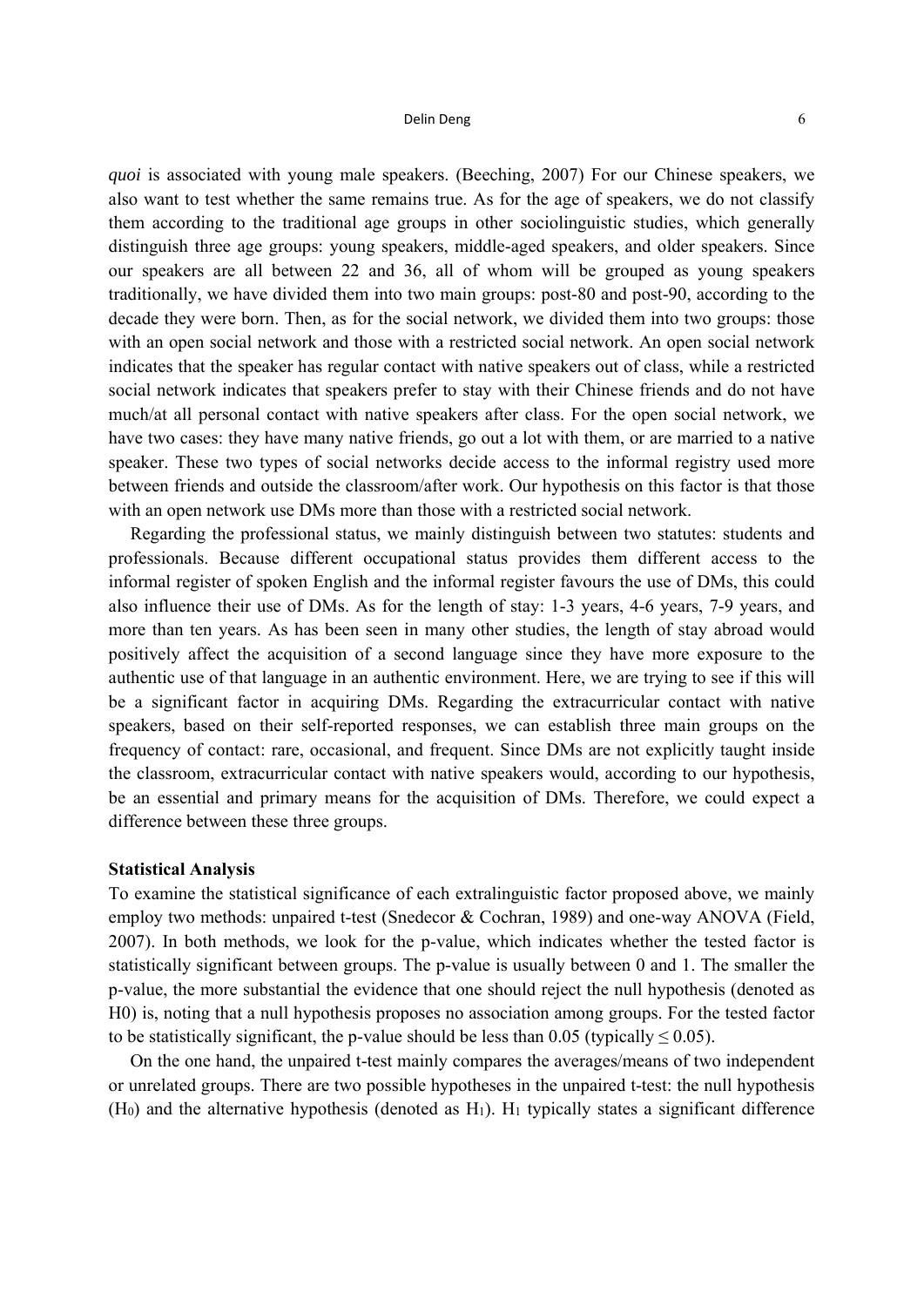*quoi* is associated with young male speakers. (Beeching, 2007) For our Chinese speakers, we also want to test whether the same remains true. As for the age of speakers, we do not classify them according to the traditional age groups in other sociolinguistic studies, which generally distinguish three age groups: young speakers, middle-aged speakers, and older speakers. Since our speakers are all between 22 and 36, all of whom will be grouped as young speakers traditionally, we have divided them into two main groups: post-80 and post-90, according to the decade they were born. Then, as for the social network, we divided them into two groups: those with an open social network and those with a restricted social network. An open social network indicates that the speaker has regular contact with native speakers out of class, while a restricted social network indicates that speakers prefer to stay with their Chinese friends and do not have much/at all personal contact with native speakers after class. For the open social network, we have two cases: they have many native friends, go out a lot with them, or are married to a native speaker. These two types of social networks decide access to the informal registry used more between friends and outside the classroom/after work. Our hypothesis on this factor is that those with an open network use DMs more than those with a restricted social network.

Regarding the professional status, we mainly distinguish between two statutes: students and professionals. Because different occupational status provides them different access to the informal register of spoken English and the informal register favours the use of DMs, this could also influence their use of DMs. As for the length of stay: 1-3 years, 4-6 years, 7-9 years, and more than ten years. As has been seen in many other studies, the length of stay abroad would positively affect the acquisition of a second language since they have more exposure to the authentic use of that language in an authentic environment. Here, we are trying to see if this will be a significant factor in acquiring DMs. Regarding the extracurricular contact with native speakers, based on their self-reported responses, we can establish three main groups on the frequency of contact: rare, occasional, and frequent. Since DMs are not explicitly taught inside the classroom, extracurricular contact with native speakers would, according to our hypothesis, be an essential and primary means for the acquisition of DMs. Therefore, we could expect a difference between these three groups.

**Statistical Analysis**

To examine the statistical significance of each extralinguistic factor proposed above, we mainly employ two methods: unpaired t-test (Snedecor & Cochran, 1989) and one-way ANOVA (Field, 2007). In both methods, we look for the p-value, which indicates whether the tested factor is statistically significant between groups. The p-value is usually between 0 and 1. The smaller the p-value, the more substantial the evidence that one should reject the null hypothesis (denoted as H0) is, noting that a null hypothesis proposes no association among groups. For the tested factor to be statistically significant, the p-value should be less than 0.05 (typically $\leq 0.05$).

On the one hand, the unpaired t-test mainly compares the averages/means of two independent or unrelated groups. There are two possible hypotheses in the unpaired t-test: the null hypothesis ($H_0$) and the alternative hypothesis (denoted as $H_1$). $H_1$ typically states a significant difference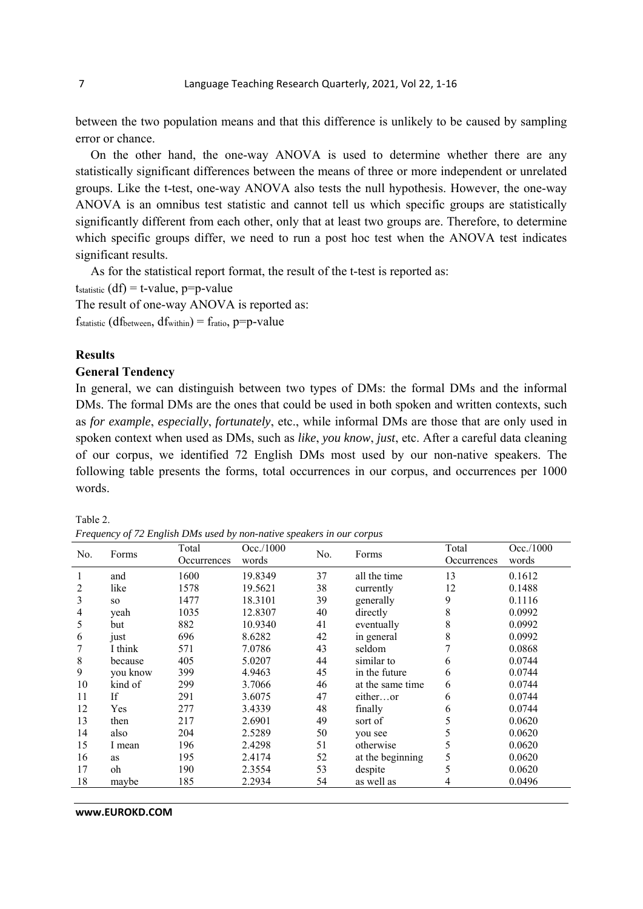between the two population means and that this difference is unlikely to be caused by sampling error or chance.

On the other hand, the one-way ANOVA is used to determine whether there are any statistically significant differences between the means of three or more independent or unrelated groups. Like the t-test, one-way ANOVA also tests the null hypothesis. However, the one-way ANOVA is an omnibus test statistic and cannot tell us which specific groups are statistically significantly different from each other, only that at least two groups are. Therefore, to determine which specific groups differ, we need to run a post hoc test when the ANOVA test indicates significant results.

As for the statistical report format, the result of the t-test is reported as:

$t_{statistic}$ (df) = t-value, p=p-value

The result of one-way ANOVA is reported as:

$f_{statistic}$ ($df_{between}$, $df_{within}$) = $f_{ratio}$, p=p-value

## Results

### General Tendency

In general, we can distinguish between two types of DMs: the formal DMs and the informal DMs. The formal DMs are the ones that could be used in both spoken and written contexts, such as *for example*, *especially*, *fortunately*, etc., while informal DMs are those that are only used in spoken context when used as DMs, such as *like*, *you know*, *just*, etc. After a careful data cleaning of our corpus, we identified 72 English DMs most used by our non-native speakers. The following table presents the forms, total occurrences in our corpus, and occurrences per 1000 words.

Table 2.

*Frequency of 72 English DMs used by non-native speakers in our corpus*

| No. | Forms | Total Occurrences | Occ./1000 words | No. | Forms | Total Occurrences | Occ./1000 words |
|---|---|---|---|---|---|---|---|
| 1 | and | 1600 | 19.8349 | 37 | all the time | 13 | 0.1612 |
| 2 | like | 1578 | 19.5621 | 38 | currently | 12 | 0.1488 |
| 3 | so | 1477 | 18.3101 | 39 | generally | 9 | 0.1116 |
| 4 | yeah | 1035 | 12.8307 | 40 | directly | 8 | 0.0992 |
| 5 | but | 882 | 10.9340 | 41 | eventually | 8 | 0.0992 |
| 6 | just | 696 | 8.6282 | 42 | in general | 8 | 0.0992 |
| 7 | I think | 571 | 7.0786 | 43 | seldom | 7 | 0.0868 |
| 8 | because | 405 | 5.0207 | 44 | similar to | 6 | 0.0744 |
| 9 | you know | 399 | 4.9463 | 45 | in the future | 6 | 0.0744 |
| 10 | kind of | 299 | 3.7066 | 46 | at the same time | 6 | 0.0744 |
| 11 | If | 291 | 3.6075 | 47 | either…or | 6 | 0.0744 |
| 12 | Yes | 277 | 3.4339 | 48 | finally | 6 | 0.0744 |
| 13 | then | 217 | 2.6901 | 49 | sort of | 5 | 0.0620 |
| 14 | also | 204 | 2.5289 | 50 | you see | 5 | 0.0620 |
| 15 | I mean | 196 | 2.4298 | 51 | otherwise | 5 | 0.0620 |
| 16 | as | 195 | 2.4174 | 52 | at the beginning | 5 | 0.0620 |
| 17 | oh | 190 | 2.3554 | 53 | despite | 5 | 0.0620 |
| 18 | maybe | 185 | 2.2934 | 54 | as well as | 4 | 0.0496 |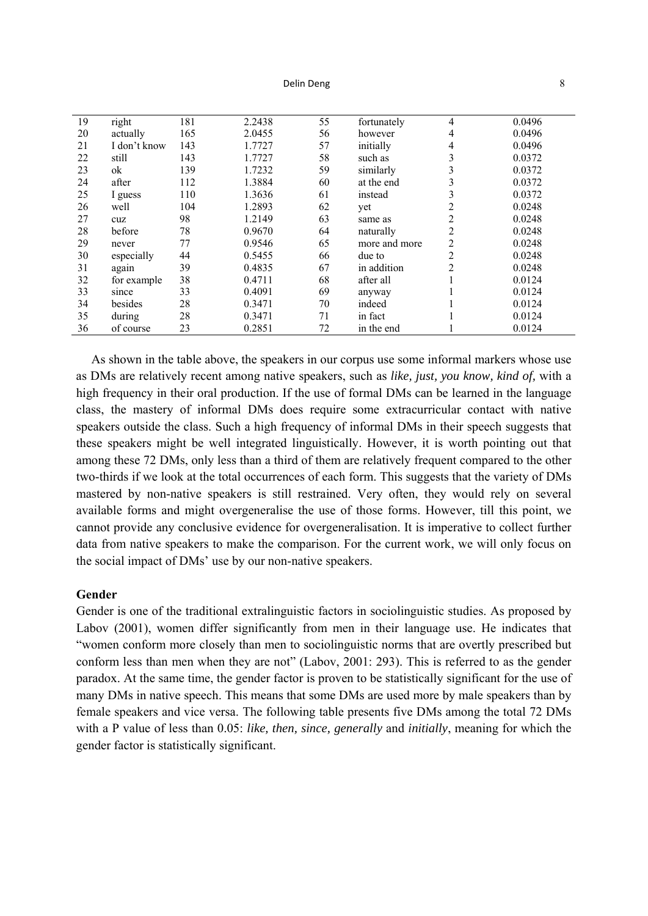| 19 | right | 181 | 2.2438 | 55 | fortunately | 4 | 0.0496 |
|---|---|---|---|---|---|---|---|
| 20 | actually | 165 | 2.0455 | 56 | however | 4 | 0.0496 |
| 21 | I don't know | 143 | 1.7727 | 57 | initially | 4 | 0.0496 |
| 22 | still | 143 | 1.7727 | 58 | such as | 3 | 0.0372 |
| 23 | ok | 139 | 1.7232 | 59 | similarly | 3 | 0.0372 |
| 24 | after | 112 | 1.3884 | 60 | at the end | 3 | 0.0372 |
| 25 | I guess | 110 | 1.3636 | 61 | instead | 3 | 0.0372 |
| 26 | well | 104 | 1.2893 | 62 | yet | 2 | 0.0248 |
| 27 | cuz | 98 | 1.2149 | 63 | same as | 2 | 0.0248 |
| 28 | before | 78 | 0.9670 | 64 | naturally | 2 | 0.0248 |
| 29 | never | 77 | 0.9546 | 65 | more and more | 2 | 0.0248 |
| 30 | especially | 44 | 0.5455 | 66 | due to | 2 | 0.0248 |
| 31 | again | 39 | 0.4835 | 67 | in addition | 2 | 0.0248 |
| 32 | for example | 38 | 0.4711 | 68 | after all | 1 | 0.0124 |
| 33 | since | 33 | 0.4091 | 69 | anyway | 1 | 0.0124 |
| 34 | besides | 28 | 0.3471 | 70 | indeed | 1 | 0.0124 |
| 35 | during | 28 | 0.3471 | 71 | in fact | 1 | 0.0124 |
| 36 | of course | 23 | 0.2851 | 72 | in the end | 1 | 0.0124 |

As shown in the table above, the speakers in our corpus use some informal markers whose use as DMs are relatively recent among native speakers, such as *like, just, you know, kind of,* with a high frequency in their oral production. If the use of formal DMs can be learned in the language class, the mastery of informal DMs does require some extracurricular contact with native speakers outside the class. Such a high frequency of informal DMs in their speech suggests that these speakers might be well integrated linguistically. However, it is worth pointing out that among these 72 DMs, only less than a third of them are relatively frequent compared to the other two-thirds if we look at the total occurrences of each form. This suggests that the variety of DMs mastered by non-native speakers is still restrained. Very often, they would rely on several available forms and might overgeneralise the use of those forms. However, till this point, we cannot provide any conclusive evidence for overgeneralisation. It is imperative to collect further data from native speakers to make the comparison. For the current work, we will only focus on the social impact of DMs' use by our non-native speakers.

**Gender**

Gender is one of the traditional extralinguistic factors in sociolinguistic studies. As proposed by Labov (2001), women differ significantly from men in their language use. He indicates that "women conform more closely than men to sociolinguistic norms that are overtly prescribed but conform less than men when they are not" (Labov, 2001: 293). This is referred to as the gender paradox. At the same time, the gender factor is proven to be statistically significant for the use of many DMs in native speech. This means that some DMs are used more by male speakers than by female speakers and vice versa. The following table presents five DMs among the total 72 DMs with a P value of less than 0.05: *like, then, since, generally* and *initially*, meaning for which the gender factor is statistically significant.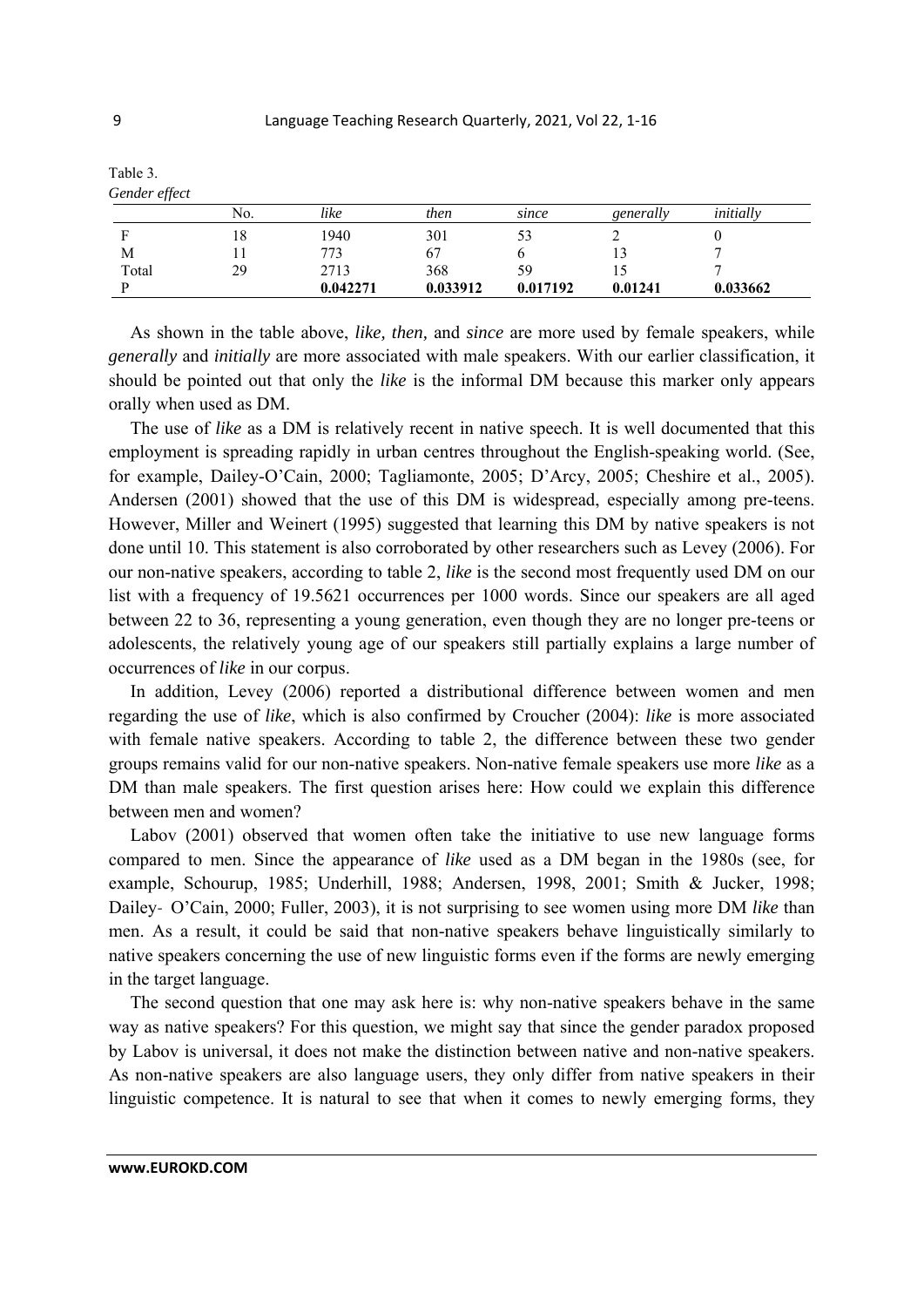Table 3.
*Gender effect*

| | No. | *like* | *then* | *since* | *generally* | *initially* |
|---|---|---|---|---|---|---|
| F | 18 | 1940 | 301 | 53 | 2 | 0 |
| M | 11 | 773 | 67 | 6 | 13 | 7 |
| Total | 29 | 2713 | 368 | 59 | 15 | 7 |
| P | | **0.042271** | **0.033912** | **0.017192** | **0.01241** | **0.033662** |

As shown in the table above, *like, then,* and *since* are more used by female speakers, while *generally* and *initially* are more associated with male speakers. With our earlier classification, it should be pointed out that only the *like* is the informal DM because this marker only appears orally when used as DM.

The use of *like* as a DM is relatively recent in native speech. It is well documented that this employment is spreading rapidly in urban centres throughout the English-speaking world. (See, for example, Dailey-O'Cain, 2000; Tagliamonte, 2005; D'Arcy, 2005; Cheshire et al., 2005). Andersen (2001) showed that the use of this DM is widespread, especially among pre-teens. However, Miller and Weinert (1995) suggested that learning this DM by native speakers is not done until 10. This statement is also corroborated by other researchers such as Levey (2006). For our non-native speakers, according to table 2, *like* is the second most frequently used DM on our list with a frequency of 19.5621 occurrences per 1000 words. Since our speakers are all aged between 22 to 36, representing a young generation, even though they are no longer pre-teens or adolescents, the relatively young age of our speakers still partially explains a large number of occurrences of *like* in our corpus.

In addition, Levey (2006) reported a distributional difference between women and men regarding the use of *like*, which is also confirmed by Croucher (2004): *like* is more associated with female native speakers. According to table 2, the difference between these two gender groups remains valid for our non-native speakers. Non-native female speakers use more *like* as a DM than male speakers. The first question arises here: How could we explain this difference between men and women?

Labov (2001) observed that women often take the initiative to use new language forms compared to men. Since the appearance of *like* used as a DM began in the 1980s (see, for example, Schourup, 1985; Underhill, 1988; Andersen, 1998, 2001; Smith & Jucker, 1998; Dailey- O'Cain, 2000; Fuller, 2003), it is not surprising to see women using more DM *like* than men. As a result, it could be said that non-native speakers behave linguistically similarly to native speakers concerning the use of new linguistic forms even if the forms are newly emerging in the target language.

The second question that one may ask here is: why non-native speakers behave in the same way as native speakers? For this question, we might say that since the gender paradox proposed by Labov is universal, it does not make the distinction between native and non-native speakers. As non-native speakers are also language users, they only differ from native speakers in their linguistic competence. It is natural to see that when it comes to newly emerging forms, they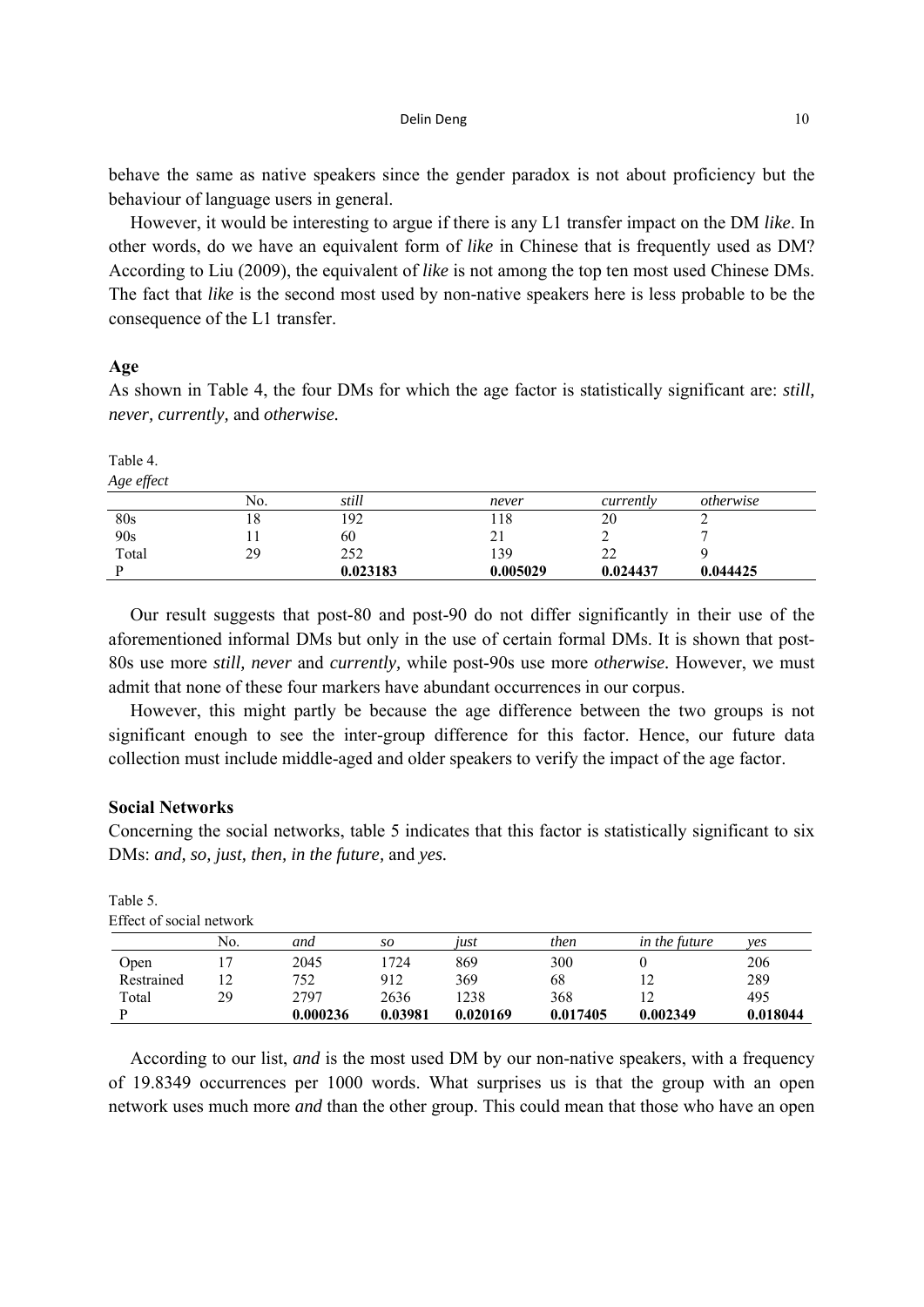behave the same as native speakers since the gender paradox is not about proficiency but the behaviour of language users in general.

However, it would be interesting to argue if there is any L1 transfer impact on the DM *like*. In other words, do we have an equivalent form of *like* in Chinese that is frequently used as DM? According to Liu (2009), the equivalent of *like* is not among the top ten most used Chinese DMs. The fact that *like* is the second most used by non-native speakers here is less probable to be the consequence of the L1 transfer.

**Age**

As shown in Table 4, the four DMs for which the age factor is statistically significant are: *still, never, currently,* and *otherwise.*

Table 4.
*Age effect*

| | No. | *still* | *never* | *currently* | *otherwise* |
|---|---|---|---|---|---|
| 80s | 18 | 192 | 118 | 20 | 2 |
| 90s | 11 | 60 | 21 | 2 | 7 |
| Total | 29 | 252 | 139 | 22 | 9 |
| P | | **0.023183** | **0.005029** | **0.024437** | **0.044425** |

Our result suggests that post-80 and post-90 do not differ significantly in their use of the aforementioned informal DMs but only in the use of certain formal DMs. It is shown that post-80s use more *still, never* and *currently,* while post-90s use more *otherwise.* However, we must admit that none of these four markers have abundant occurrences in our corpus.

However, this might partly be because the age difference between the two groups is not significant enough to see the inter-group difference for this factor. Hence, our future data collection must include middle-aged and older speakers to verify the impact of the age factor.

**Social Networks**

Concerning the social networks, table 5 indicates that this factor is statistically significant to six DMs: *and, so, just, then, in the future,* and *yes.*

Table 5.
Effect of social network

| | No. | *and* | *so* | *just* | *then* | *in the future* | *yes* |
|---|---|---|---|---|---|---|---|
| Open | 17 | 2045 | 1724 | 869 | 300 | 0 | 206 |
| Restrained | 12 | 752 | 912 | 369 | 68 | 12 | 289 |
| Total | 29 | 2797 | 2636 | 1238 | 368 | 12 | 495 |
| P | | **0.000236** | **0.03981** | **0.020169** | **0.017405** | **0.002349** | **0.018044** |

According to our list, *and* is the most used DM by our non-native speakers, with a frequency of 19.8349 occurrences per 1000 words. What surprises us is that the group with an open network uses much more *and* than the other group. This could mean that those who have an open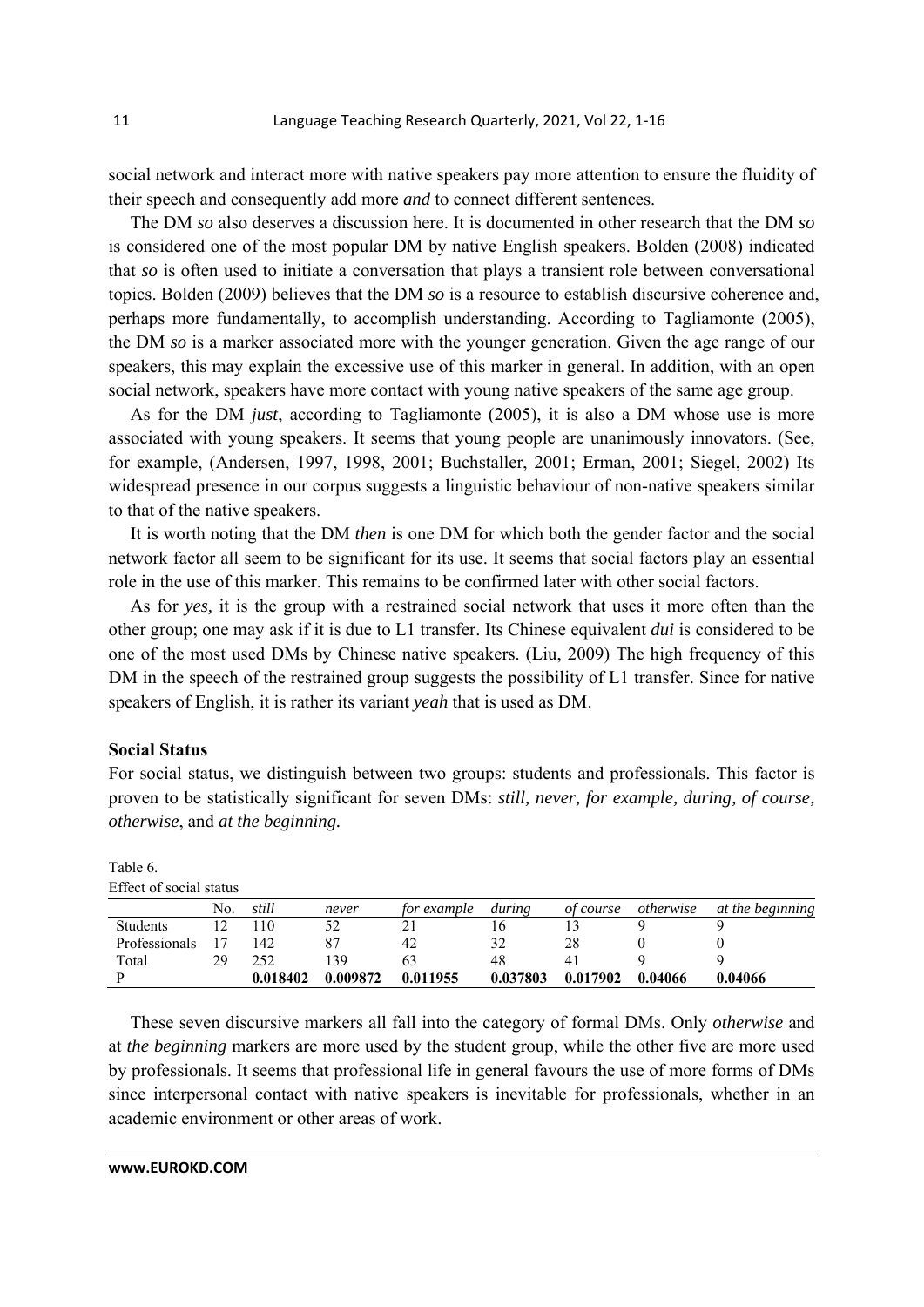social network and interact more with native speakers pay more attention to ensure the fluidity of their speech and consequently add more *and* to connect different sentences.

The DM *so* also deserves a discussion here. It is documented in other research that the DM *so* is considered one of the most popular DM by native English speakers. Bolden (2008) indicated that *so* is often used to initiate a conversation that plays a transient role between conversational topics. Bolden (2009) believes that the DM *so* is a resource to establish discursive coherence and, perhaps more fundamentally, to accomplish understanding. According to Tagliamonte (2005), the DM *so* is a marker associated more with the younger generation. Given the age range of our speakers, this may explain the excessive use of this marker in general. In addition, with an open social network, speakers have more contact with young native speakers of the same age group.

As for the DM *just*, according to Tagliamonte (2005), it is also a DM whose use is more associated with young speakers. It seems that young people are unanimously innovators. (See, for example, (Andersen, 1997, 1998, 2001; Buchstaller, 2001; Erman, 2001; Siegel, 2002) Its widespread presence in our corpus suggests a linguistic behaviour of non-native speakers similar to that of the native speakers.

It is worth noting that the DM *then* is one DM for which both the gender factor and the social network factor all seem to be significant for its use. It seems that social factors play an essential role in the use of this marker. This remains to be confirmed later with other social factors.

As for *yes,* it is the group with a restrained social network that uses it more often than the other group; one may ask if it is due to L1 transfer. Its Chinese equivalent *dui* is considered to be one of the most used DMs by Chinese native speakers. (Liu, 2009) The high frequency of this DM in the speech of the restrained group suggests the possibility of L1 transfer. Since for native speakers of English, it is rather its variant *yeah* that is used as DM.

**Social Status**

For social status, we distinguish between two groups: students and professionals. This factor is proven to be statistically significant for seven DMs: *still, never, for example, during, of course, otherwise*, and *at the beginning.*

Table 6.
Effect of social status

| | No. | *still* | *never* | *for example* | *during* | *of course* | *otherwise* | *at the beginning* |
|---|---|---|---|---|---|---|---|---|
| Students | 12 | 110 | 52 | 21 | 16 | 13 | 9 | 9 |
| Professionals | 17 | 142 | 87 | 42 | 32 | 28 | 0 | 0 |
| Total | 29 | 252 | 139 | 63 | 48 | 41 | 9 | 9 |
| P | | **0.018402** | **0.009872** | **0.011955** | **0.037803** | **0.017902** | **0.04066** | **0.04066** |

These seven discursive markers all fall into the category of formal DMs. Only *otherwise* and at *the beginning* markers are more used by the student group, while the other five are more used by professionals. It seems that professional life in general favours the use of more forms of DMs since interpersonal contact with native speakers is inevitable for professionals, whether in an academic environment or other areas of work.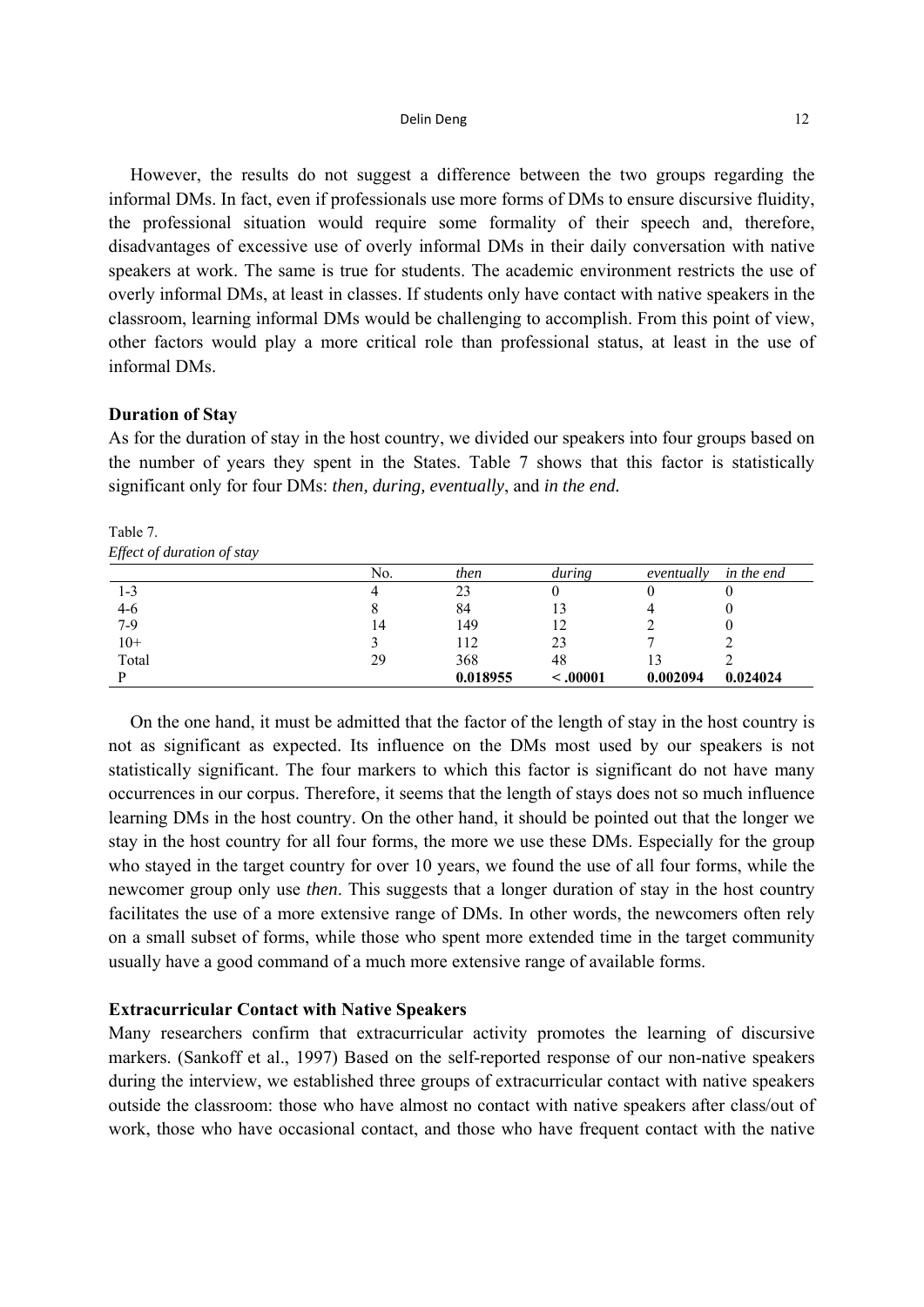However, the results do not suggest a difference between the two groups regarding the informal DMs. In fact, even if professionals use more forms of DMs to ensure discursive fluidity, the professional situation would require some formality of their speech and, therefore, disadvantages of excessive use of overly informal DMs in their daily conversation with native speakers at work. The same is true for students. The academic environment restricts the use of overly informal DMs, at least in classes. If students only have contact with native speakers in the classroom, learning informal DMs would be challenging to accomplish. From this point of view, other factors would play a more critical role than professional status, at least in the use of informal DMs.

**Duration of Stay**

As for the duration of stay in the host country, we divided our speakers into four groups based on the number of years they spent in the States. Table 7 shows that this factor is statistically significant only for four DMs: *then, during, eventually*, and *in the end.*

Table 7.
*Effect of duration of stay*

| | No. | *then* | *during* | *eventually* | *in the end* |
|---|---|---|---|---|---|
| 1-3 | 4 | 23 | 0 | 0 | 0 |
| 4-6 | 8 | 84 | 13 | 4 | 0 |
| 7-9 | 14 | 149 | 12 | 2 | 0 |
| 10+ | 3 | 112 | 23 | 7 | 2 |
| Total | 29 | 368 | 48 | 13 | 2 |
| P | | **0.018955** | **< .00001** | **0.002094** | **0.024024** |

On the one hand, it must be admitted that the factor of the length of stay in the host country is not as significant as expected. Its influence on the DMs most used by our speakers is not statistically significant. The four markers to which this factor is significant do not have many occurrences in our corpus. Therefore, it seems that the length of stays does not so much influence learning DMs in the host country. On the other hand, it should be pointed out that the longer we stay in the host country for all four forms, the more we use these DMs. Especially for the group who stayed in the target country for over 10 years, we found the use of all four forms, while the newcomer group only use *then*. This suggests that a longer duration of stay in the host country facilitates the use of a more extensive range of DMs. In other words, the newcomers often rely on a small subset of forms, while those who spent more extended time in the target community usually have a good command of a much more extensive range of available forms.

**Extracurricular Contact with Native Speakers**

Many researchers confirm that extracurricular activity promotes the learning of discursive markers. (Sankoff et al., 1997) Based on the self-reported response of our non-native speakers during the interview, we established three groups of extracurricular contact with native speakers outside the classroom: those who have almost no contact with native speakers after class/out of work, those who have occasional contact, and those who have frequent contact with the native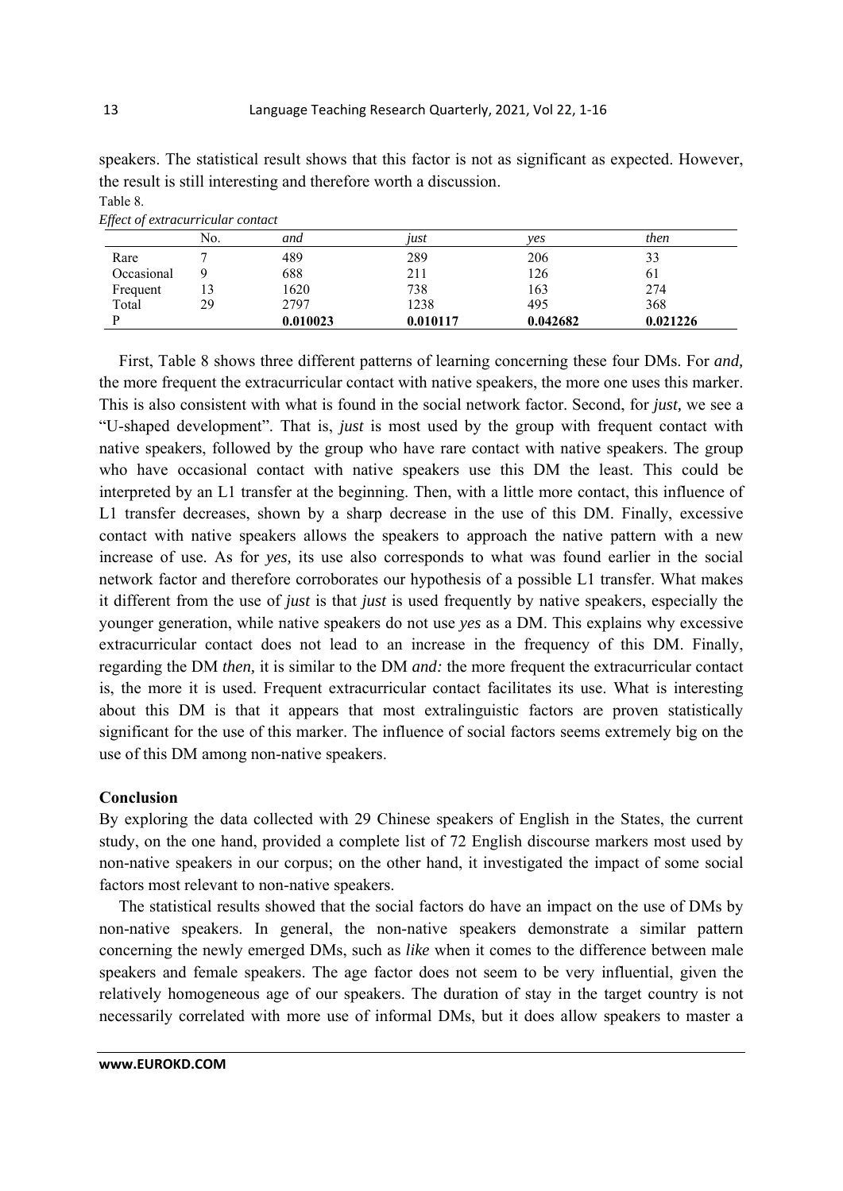speakers. The statistical result shows that this factor is not as significant as expected. However, the result is still interesting and therefore worth a discussion.

Table 8.

*Effect of extracurricular contact*

| | No. | *and* | *just* | *yes* | *then* |
|---|---|---|---|---|---|
| Rare | 7 | 489 | 289 | 206 | 33 |
| Occasional | 9 | 688 | 211 | 126 | 61 |
| Frequent | 13 | 1620 | 738 | 163 | 274 |
| Total | 29 | 2797 | 1238 | 495 | 368 |
| P | | **0.010023** | **0.010117** | **0.042682** | **0.021226** |

First, Table 8 shows three different patterns of learning concerning these four DMs. For *and*, the more frequent the extracurricular contact with native speakers, the more one uses this marker. This is also consistent with what is found in the social network factor. Second, for *just*, we see a "U-shaped development". That is, *just* is most used by the group with frequent contact with native speakers, followed by the group who have rare contact with native speakers. The group who have occasional contact with native speakers use this DM the least. This could be interpreted by an L1 transfer at the beginning. Then, with a little more contact, this influence of L1 transfer decreases, shown by a sharp decrease in the use of this DM. Finally, excessive contact with native speakers allows the speakers to approach the native pattern with a new increase of use. As for *yes*, its use also corresponds to what was found earlier in the social network factor and therefore corroborates our hypothesis of a possible L1 transfer. What makes it different from the use of *just* is that *just* is used frequently by native speakers, especially the younger generation, while native speakers do not use *yes* as a DM. This explains why excessive extracurricular contact does not lead to an increase in the frequency of this DM. Finally, regarding the DM *then*, it is similar to the DM *and:* the more frequent the extracurricular contact is, the more it is used. Frequent extracurricular contact facilitates its use. What is interesting about this DM is that it appears that most extralinguistic factors are proven statistically significant for the use of this marker. The influence of social factors seems extremely big on the use of this DM among non-native speakers.

## Conclusion

By exploring the data collected with 29 Chinese speakers of English in the States, the current study, on the one hand, provided a complete list of 72 English discourse markers most used by non-native speakers in our corpus; on the other hand, it investigated the impact of some social factors most relevant to non-native speakers.

The statistical results showed that the social factors do have an impact on the use of DMs by non-native speakers. In general, the non-native speakers demonstrate a similar pattern concerning the newly emerged DMs, such as *like* when it comes to the difference between male speakers and female speakers. The age factor does not seem to be very influential, given the relatively homogeneous age of our speakers. The duration of stay in the target country is not necessarily correlated with more use of informal DMs, but it does allow speakers to master a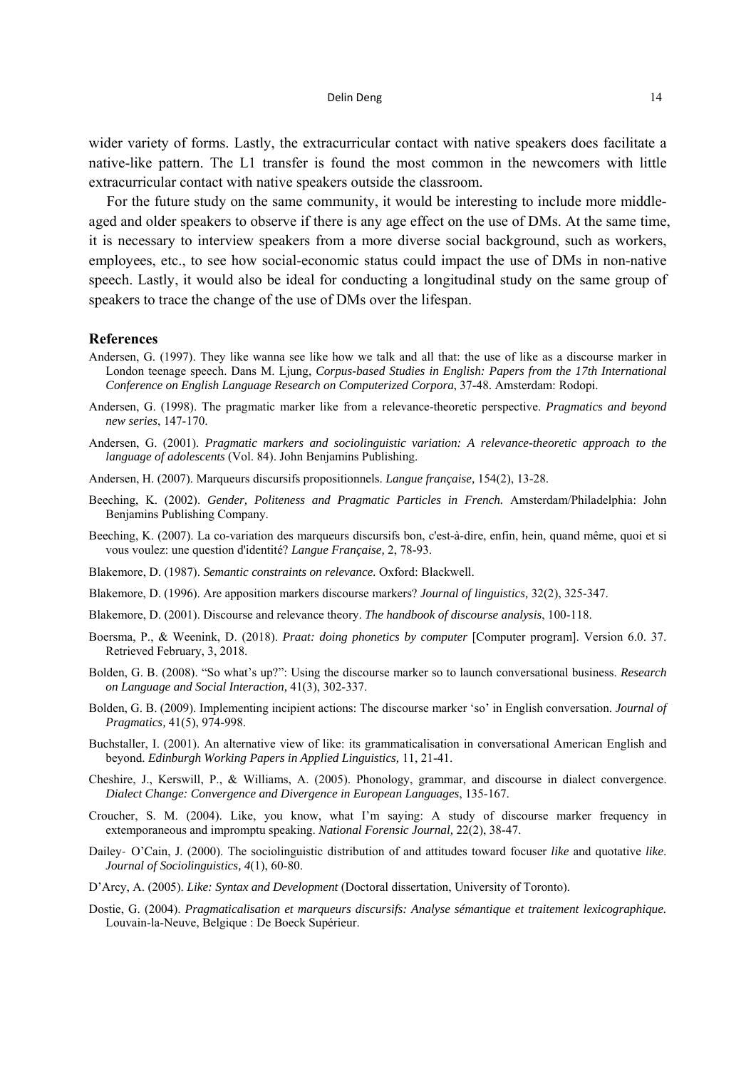wider variety of forms. Lastly, the extracurricular contact with native speakers does facilitate a native-like pattern. The L1 transfer is found the most common in the newcomers with little extracurricular contact with native speakers outside the classroom.

For the future study on the same community, it would be interesting to include more middle-aged and older speakers to observe if there is any age effect on the use of DMs. At the same time, it is necessary to interview speakers from a more diverse social background, such as workers, employees, etc., to see how social-economic status could impact the use of DMs in non-native speech. Lastly, it would also be ideal for conducting a longitudinal study on the same group of speakers to trace the change of the use of DMs over the lifespan.

## References

Andersen, G. (1997). They like wanna see like how we talk and all that: the use of like as a discourse marker in London teenage speech. Dans M. Ljung, *Corpus-based Studies in English: Papers from the 17th International Conference on English Language Research on Computerized Corpora*, 37-48. Amsterdam: Rodopi.

Andersen, G. (1998). The pragmatic marker like from a relevance-theoretic perspective. *Pragmatics and beyond new series*, 147-170.

Andersen, G. (2001). *Pragmatic markers and sociolinguistic variation: A relevance-theoretic approach to the language of adolescents* (Vol. 84). John Benjamins Publishing.

Andersen, H. (2007). Marqueurs discursifs propositionnels. *Langue française,* 154(2), 13-28.

Beeching, K. (2002). *Gender, Politeness and Pragmatic Particles in French.* Amsterdam/Philadelphia: John Benjamins Publishing Company.

Beeching, K. (2007). La co-variation des marqueurs discursifs bon, c'est-à-dire, enfin, hein, quand même, quoi et si vous voulez: une question d'identité? *Langue Française,* 2, 78-93.

Blakemore, D. (1987). *Semantic constraints on relevance.* Oxford: Blackwell.

Blakemore, D. (1996). Are apposition markers discourse markers? *Journal of linguistics,* 32(2), 325-347.

Blakemore, D. (2001). Discourse and relevance theory. *The handbook of discourse analysis*, 100-118.

Boersma, P., & Weenink, D. (2018). *Praat: doing phonetics by computer* [Computer program]. Version 6.0. 37. Retrieved February, 3, 2018.

Bolden, G. B. (2008). "So what's up?": Using the discourse marker so to launch conversational business. *Research on Language and Social Interaction,* 41(3), 302-337.

Bolden, G. B. (2009). Implementing incipient actions: The discourse marker 'so' in English conversation. *Journal of Pragmatics,* 41(5), 974-998.

Buchstaller, I. (2001). An alternative view of like: its grammaticalisation in conversational American English and beyond. *Edinburgh Working Papers in Applied Linguistics,* 11, 21-41.

Cheshire, J., Kerswill, P., & Williams, A. (2005). Phonology, grammar, and discourse in dialect convergence. *Dialect Change: Convergence and Divergence in European Languages*, 135-167.

Croucher, S. M. (2004). Like, you know, what I'm saying: A study of discourse marker frequency in extemporaneous and impromptu speaking. *National Forensic Journal,* 22(2), 38-47.

Dailey‐ O'Cain, J. (2000). The sociolinguistic distribution of and attitudes toward focuser *like* and quotative *like*. *Journal of Sociolinguistics, 4*(1), 60-80.

D'Arcy, A. (2005). *Like: Syntax and Development* (Doctoral dissertation, University of Toronto).

Dostie, G. (2004). *Pragmaticalisation et marqueurs discursifs: Analyse sémantique et traitement lexicographique.* Louvain-la-Neuve, Belgique : De Boeck Supérieur.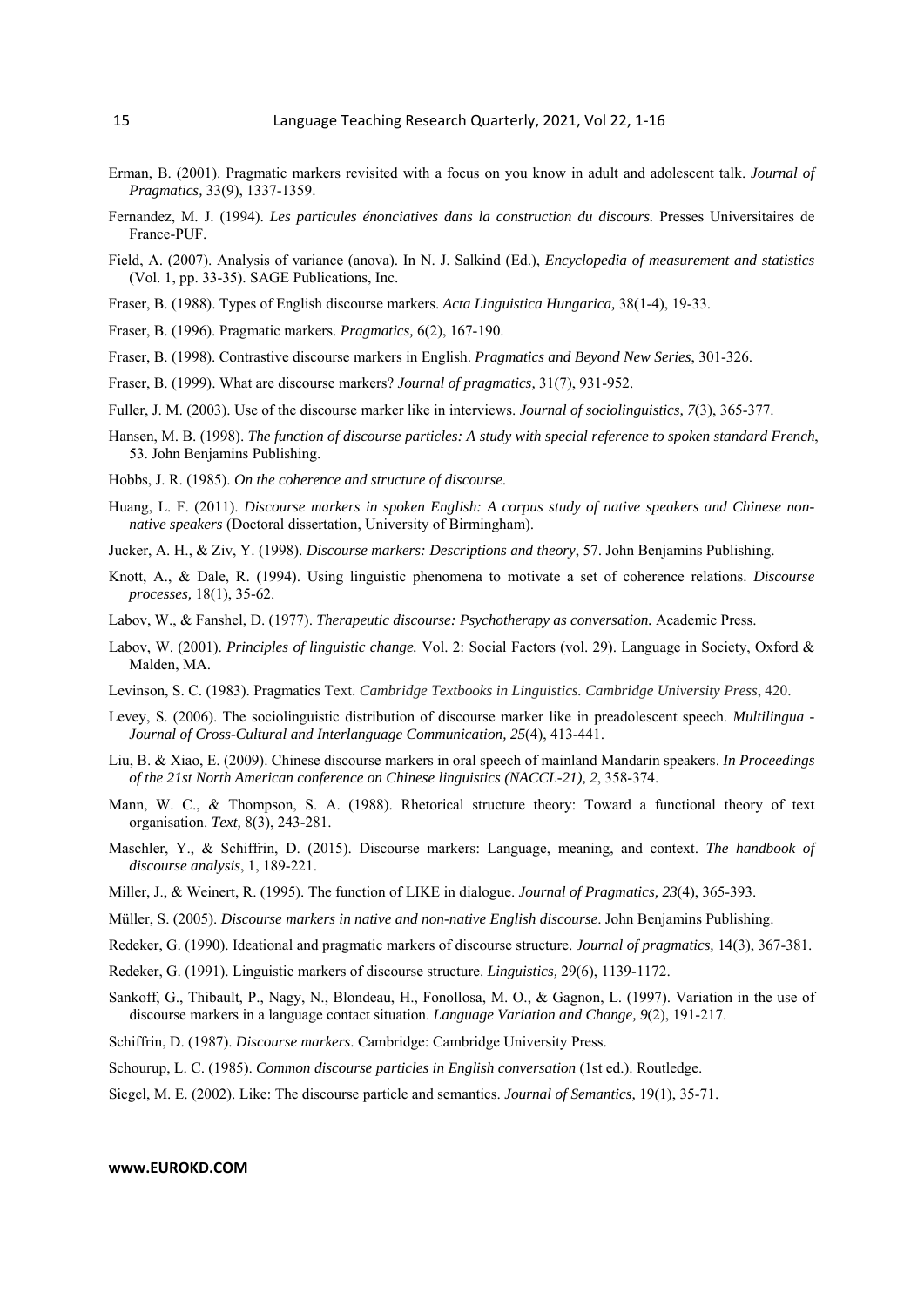Erman, B. (2001). Pragmatic markers revisited with a focus on you know in adult and adolescent talk. *Journal of Pragmatics*, 33(9), 1337-1359.

Fernandez, M. J. (1994). *Les particules énonciatives dans la construction du discours.* Presses Universitaires de France-PUF.

Field, A. (2007). Analysis of variance (anova). In N. J. Salkind (Ed.), *Encyclopedia of measurement and statistics* (Vol. 1, pp. 33-35). SAGE Publications, Inc.

Fraser, B. (1988). Types of English discourse markers. *Acta Linguistica Hungarica,* 38(1-4), 19-33.

Fraser, B. (1996). Pragmatic markers. *Pragmatics,* 6(2), 167-190.

Fraser, B. (1998). Contrastive discourse markers in English. *Pragmatics and Beyond New Series*, 301-326.

Fraser, B. (1999). What are discourse markers? *Journal of pragmatics,* 31(7), 931-952.

Fuller, J. M. (2003). Use of the discourse marker like in interviews. *Journal of sociolinguistics, 7*(3), 365-377.

Hansen, M. B. (1998). *The function of discourse particles: A study with special reference to spoken standard French*, 53. John Benjamins Publishing.

Hobbs, J. R. (1985). *On the coherence and structure of discourse.*

Huang, L. F. (2011). *Discourse markers in spoken English: A corpus study of native speakers and Chinese non-native speakers* (Doctoral dissertation, University of Birmingham).

Jucker, A. H., & Ziv, Y. (1998). *Discourse markers: Descriptions and theory*, 57. John Benjamins Publishing.

Knott, A., & Dale, R. (1994). Using linguistic phenomena to motivate a set of coherence relations. *Discourse processes,* 18(1), 35-62.

Labov, W., & Fanshel, D. (1977). *Therapeutic discourse: Psychotherapy as conversation.* Academic Press.

Labov, W. (2001). *Principles of linguistic change.* Vol. 2: Social Factors (vol. 29). Language in Society, Oxford & Malden, MA.

Levinson, S. C. (1983). Pragmatics Text. *Cambridge Textbooks in Linguistics. Cambridge University Press*, 420.

Levey, S. (2006). The sociolinguistic distribution of discourse marker like in preadolescent speech. *Multilingua - Journal of Cross-Cultural and Interlanguage Communication, 25*(4), 413-441.

Liu, B. & Xiao, E. (2009). Chinese discourse markers in oral speech of mainland Mandarin speakers. *In Proceedings of the 21st North American conference on Chinese linguistics (NACCL-21), 2*, 358-374.

Mann, W. C., & Thompson, S. A. (1988). Rhetorical structure theory: Toward a functional theory of text organisation. *Text,* 8(3), 243-281.

Maschler, Y., & Schiffrin, D. (2015). Discourse markers: Language, meaning, and context. *The handbook of discourse analysis*, 1, 189-221.

Miller, J., & Weinert, R. (1995). The function of LIKE in dialogue. *Journal of Pragmatics, 23*(4), 365-393.

Müller, S. (2005). *Discourse markers in native and non-native English discourse*. John Benjamins Publishing.

Redeker, G. (1990). Ideational and pragmatic markers of discourse structure. *Journal of pragmatics,* 14(3), 367-381.

Redeker, G. (1991). Linguistic markers of discourse structure. *Linguistics,* 29(6), 1139-1172.

Sankoff, G., Thibault, P., Nagy, N., Blondeau, H., Fonollosa, M. O., & Gagnon, L. (1997). Variation in the use of discourse markers in a language contact situation. *Language Variation and Change, 9*(2), 191-217.

Schiffrin, D. (1987). *Discourse markers*. Cambridge: Cambridge University Press.

Schourup, L. C. (1985). *Common discourse particles in English conversation* (1st ed.). Routledge.

Siegel, M. E. (2002). Like: The discourse particle and semantics. *Journal of Semantics,* 19(1), 35-71.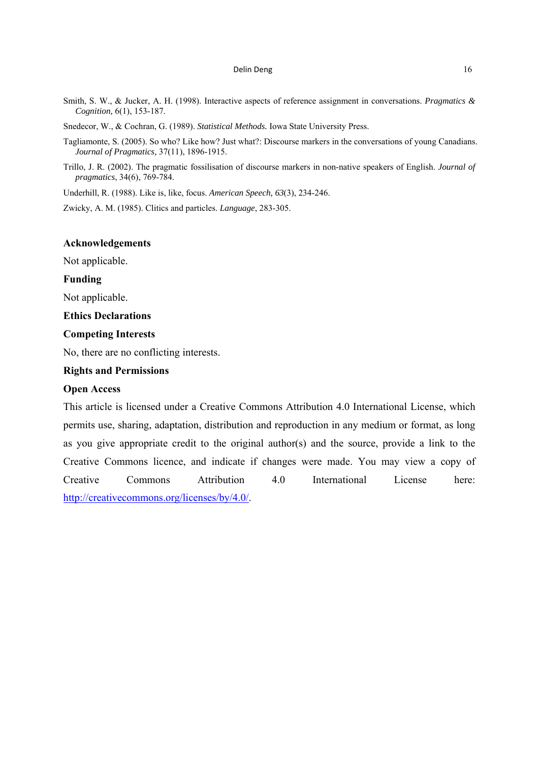Smith, S. W., & Jucker, A. H. (1998). Interactive aspects of reference assignment in conversations. *Pragmatics & Cognition,* 6(1), 153-187.

Snedecor, W., & Cochran, G. (1989). *Statistical Methods.* Iowa State University Press.

Tagliamonte, S. (2005). So who? Like how? Just what?: Discourse markers in the conversations of young Canadians. *Journal of Pragmatics,* 37(11), 1896-1915.

Trillo, J. R. (2002). The pragmatic fossilisation of discourse markers in non-native speakers of English. *Journal of pragmatics*, 34(6), 769-784.

Underhill, R. (1988). Like is, like, focus. *American Speech, 63*(3), 234-246.

Zwicky, A. M. (1985). Clitics and particles. *Language*, 283-305.

**Acknowledgements**

Not applicable.

**Funding**

Not applicable.

**Ethics Declarations**

**Competing Interests**

No, there are no conflicting interests.

**Rights and Permissions**

**Open Access**

This article is licensed under a Creative Commons Attribution 4.0 International License, which permits use, sharing, adaptation, distribution and reproduction in any medium or format, as long as you give appropriate credit to the original author(s) and the source, provide a link to the Creative Commons licence, and indicate if changes were made. You may view a copy of Creative Commons Attribution 4.0 International License here: http://creativecommons.org/licenses/by/4.0/.